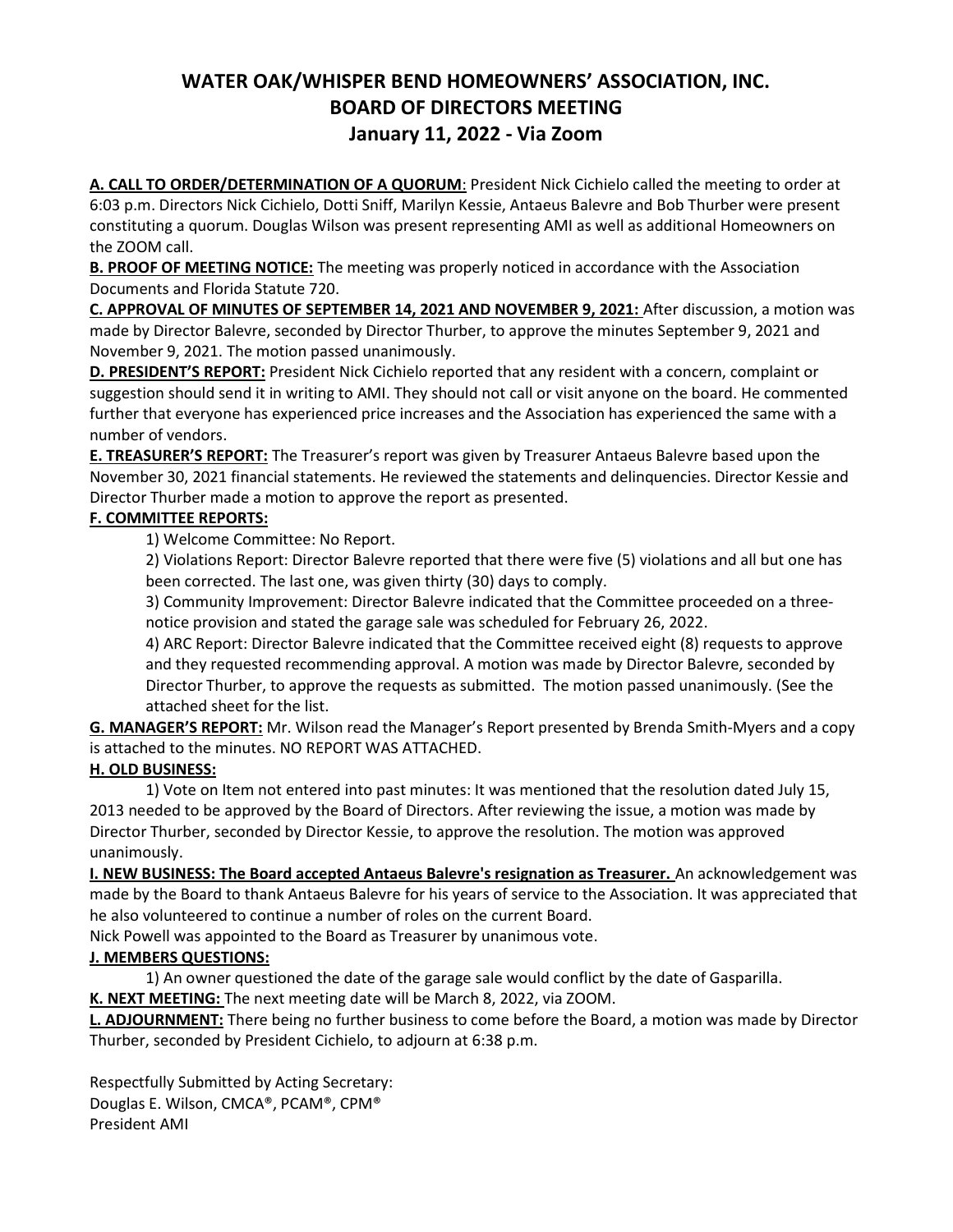# WATER OAK/WHISPER BEND HOMEOWNERS' ASSOCIATION, INC.
# BOARD OF DIRECTORS MEETING
# January 11, 2022 - Via Zoom

**A. CALL TO ORDER/DETERMINATION OF A QUORUM**: President Nick Cichielo called the meeting to order at 6:03 p.m. Directors Nick Cichielo, Dotti Sniff, Marilyn Kessie, Antaeus Balevre and Bob Thurber were present constituting a quorum. Douglas Wilson was present representing AMI as well as additional Homeowners on the ZOOM call.

**B. PROOF OF MEETING NOTICE:** The meeting was properly noticed in accordance with the Association Documents and Florida Statute 720.

**C. APPROVAL OF MINUTES OF SEPTEMBER 14, 2021 AND NOVEMBER 9, 2021:** After discussion, a motion was made by Director Balevre, seconded by Director Thurber, to approve the minutes September 9, 2021 and November 9, 2021. The motion passed unanimously.

**D. PRESIDENT'S REPORT:** President Nick Cichielo reported that any resident with a concern, complaint or suggestion should send it in writing to AMI. They should not call or visit anyone on the board. He commented further that everyone has experienced price increases and the Association has experienced the same with a number of vendors.

**E. TREASURER'S REPORT:** The Treasurer's report was given by Treasurer Antaeus Balevre based upon the November 30, 2021 financial statements. He reviewed the statements and delinquencies. Director Kessie and Director Thurber made a motion to approve the report as presented.

**F. COMMITTEE REPORTS:**

1) Welcome Committee: No Report.

2) Violations Report: Director Balevre reported that there were five (5) violations and all but one has been corrected. The last one, was given thirty (30) days to comply.

3) Community Improvement: Director Balevre indicated that the Committee proceeded on a three-notice provision and stated the garage sale was scheduled for February 26, 2022.

4) ARC Report: Director Balevre indicated that the Committee received eight (8) requests to approve and they requested recommending approval. A motion was made by Director Balevre, seconded by Director Thurber, to approve the requests as submitted. The motion passed unanimously. (See the attached sheet for the list.

**G. MANAGER'S REPORT:** Mr. Wilson read the Manager's Report presented by Brenda Smith-Myers and a copy is attached to the minutes. NO REPORT WAS ATTACHED.

**H. OLD BUSINESS:**

1) Vote on Item not entered into past minutes: It was mentioned that the resolution dated July 15, 2013 needed to be approved by the Board of Directors. After reviewing the issue, a motion was made by Director Thurber, seconded by Director Kessie, to approve the resolution. The motion was approved unanimously.

**I. NEW BUSINESS: The Board accepted Antaeus Balevre's resignation as Treasurer.** An acknowledgement was made by the Board to thank Antaeus Balevre for his years of service to the Association. It was appreciated that he also volunteered to continue a number of roles on the current Board.

Nick Powell was appointed to the Board as Treasurer by unanimous vote.

**J. MEMBERS QUESTIONS:**

1) An owner questioned the date of the garage sale would conflict by the date of Gasparilla.

**K. NEXT MEETING:** The next meeting date will be March 8, 2022, via ZOOM.

**L. ADJOURNMENT:** There being no further business to come before the Board, a motion was made by Director Thurber, seconded by President Cichielo, to adjourn at 6:38 p.m.

Respectfully Submitted by Acting Secretary:
Douglas E. Wilson, CMCA®, PCAM®, CPM®
President AMI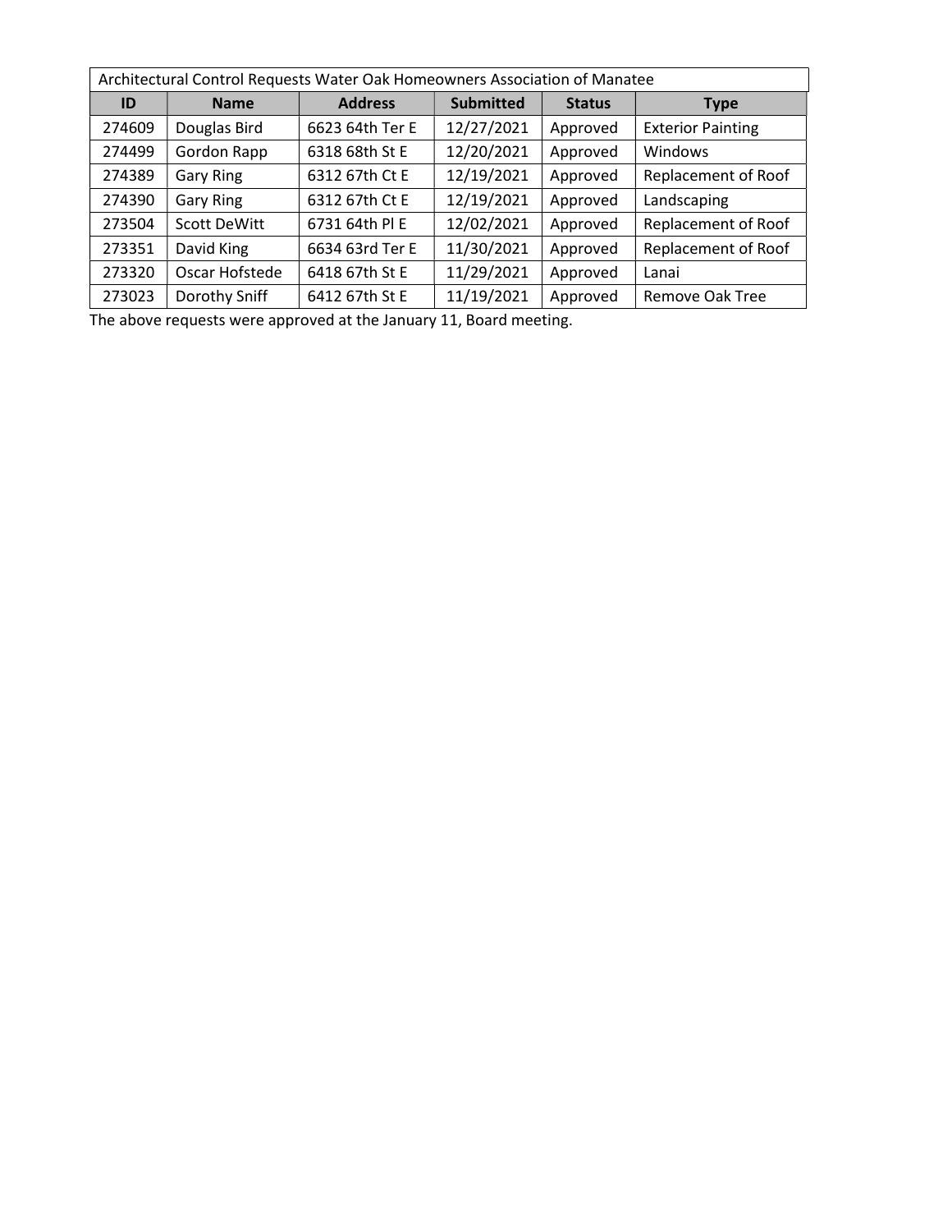Architectural Control Requests Water Oak Homeowners Association of Manatee

| ID | Name | Address | Submitted | Status | Type |
|---|---|---|---|---|---|
| 274609 | Douglas Bird | 6623 64th Ter E | 12/27/2021 | Approved | Exterior Painting |
| 274499 | Gordon Rapp | 6318 68th St E | 12/20/2021 | Approved | Windows |
| 274389 | Gary Ring | 6312 67th Ct E | 12/19/2021 | Approved | Replacement of Roof |
| 274390 | Gary Ring | 6312 67th Ct E | 12/19/2021 | Approved | Landscaping |
| 273504 | Scott DeWitt | 6731 64th Pl E | 12/02/2021 | Approved | Replacement of Roof |
| 273351 | David King | 6634 63rd Ter E | 11/30/2021 | Approved | Replacement of Roof |
| 273320 | Oscar Hofstede | 6418 67th St E | 11/29/2021 | Approved | Lanai |
| 273023 | Dorothy Sniff | 6412 67th St E | 11/19/2021 | Approved | Remove Oak Tree |

The above requests were approved at the January 11, Board meeting.